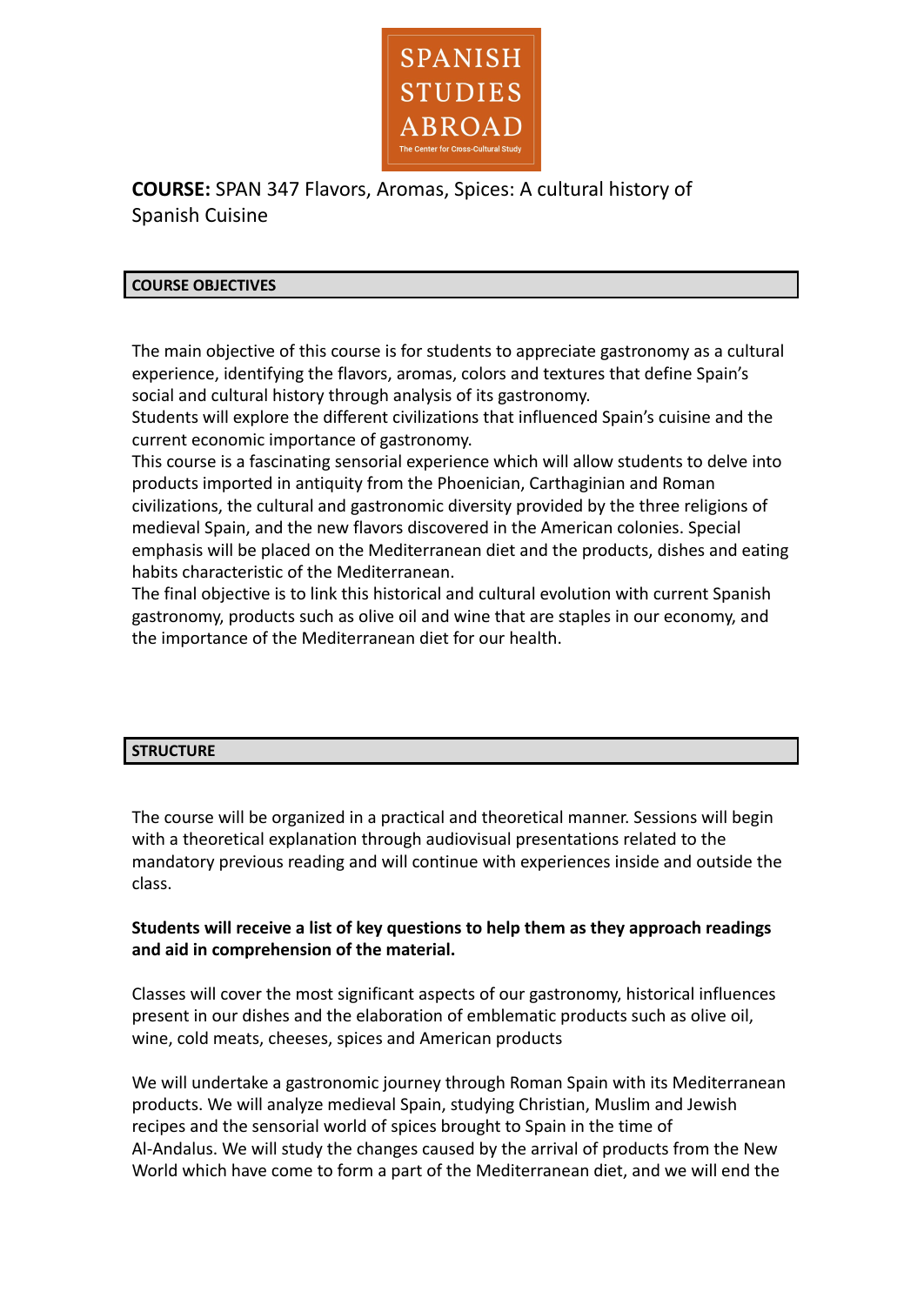SPANISH STUDIES ABROAD

The Center for Cross-Cultural Study

**COURSE:** SPAN 347 Flavors, Aromas, Spices: A cultural history of Spanish Cuisine

## COURSE OBJECTIVES

The main objective of this course is for students to appreciate gastronomy as a cultural experience, identifying the flavors, aromas, colors and textures that define Spain's social and cultural history through analysis of its gastronomy.
Students will explore the different civilizations that influenced Spain's cuisine and the current economic importance of gastronomy.
This course is a fascinating sensorial experience which will allow students to delve into products imported in antiquity from the Phoenician, Carthaginian and Roman civilizations, the cultural and gastronomic diversity provided by the three religions of medieval Spain, and the new flavors discovered in the American colonies. Special emphasis will be placed on the Mediterranean diet and the products, dishes and eating habits characteristic of the Mediterranean.
The final objective is to link this historical and cultural evolution with current Spanish gastronomy, products such as olive oil and wine that are staples in our economy, and the importance of the Mediterranean diet for our health.

## STRUCTURE

The course will be organized in a practical and theoretical manner. Sessions will begin with a theoretical explanation through audiovisual presentations related to the mandatory previous reading and will continue with experiences inside and outside the class.

**Students will receive a list of key questions to help them as they approach readings and aid in comprehension of the material.**

Classes will cover the most significant aspects of our gastronomy, historical influences present in our dishes and the elaboration of emblematic products such as olive oil, wine, cold meats, cheeses, spices and American products

We will undertake a gastronomic journey through Roman Spain with its Mediterranean products. We will analyze medieval Spain, studying Christian, Muslim and Jewish recipes and the sensorial world of spices brought to Spain in the time of Al-Andalus. We will study the changes caused by the arrival of products from the New World which have come to form a part of the Mediterranean diet, and we will end the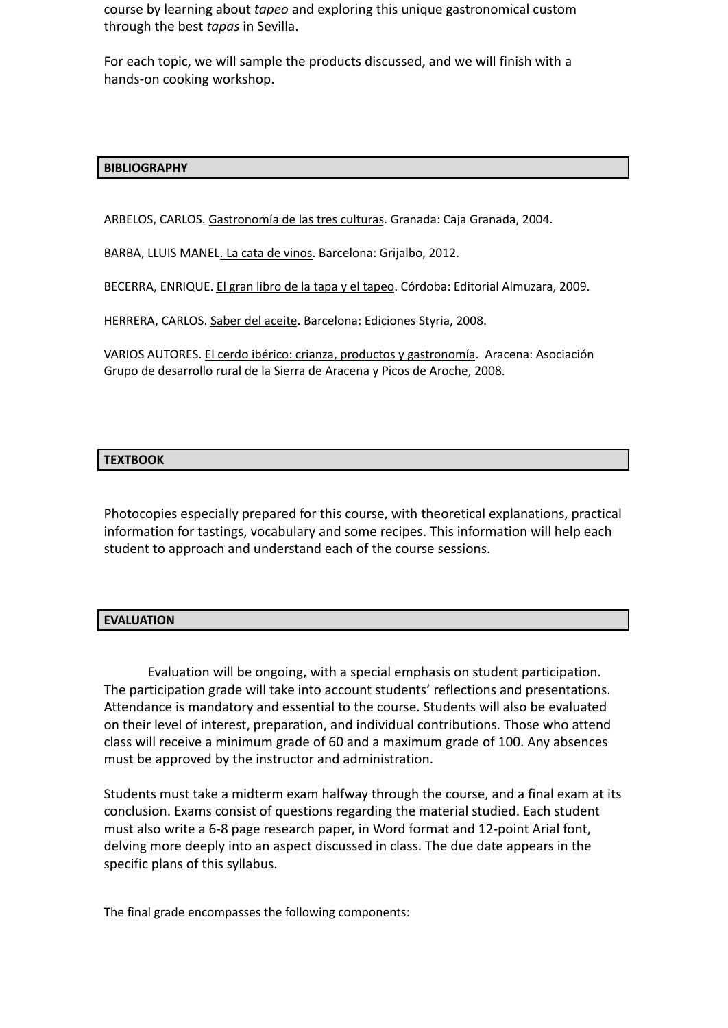course by learning about *tapeo* and exploring this unique gastronomical custom through the best *tapas* in Sevilla.

For each topic, we will sample the products discussed, and we will finish with a hands-on cooking workshop.

## BIBLIOGRAPHY

ARBELOS, CARLOS. Gastronomía de las tres culturas. Granada: Caja Granada, 2004.

BARBA, LLUIS MANEL. La cata de vinos. Barcelona: Grijalbo, 2012.

BECERRA, ENRIQUE. El gran libro de la tapa y el tapeo. Córdoba: Editorial Almuzara, 2009.

HERRERA, CARLOS. Saber del aceite. Barcelona: Ediciones Styria, 2008.

VARIOS AUTORES. El cerdo ibérico: crianza, productos y gastronomía. Aracena: Asociación Grupo de desarrollo rural de la Sierra de Aracena y Picos de Aroche, 2008.

## TEXTBOOK

Photocopies especially prepared for this course, with theoretical explanations, practical information for tastings, vocabulary and some recipes. This information will help each student to approach and understand each of the course sessions.

## EVALUATION

Evaluation will be ongoing, with a special emphasis on student participation. The participation grade will take into account students' reflections and presentations. Attendance is mandatory and essential to the course. Students will also be evaluated on their level of interest, preparation, and individual contributions. Those who attend class will receive a minimum grade of 60 and a maximum grade of 100. Any absences must be approved by the instructor and administration.

Students must take a midterm exam halfway through the course, and a final exam at its conclusion. Exams consist of questions regarding the material studied. Each student must also write a 6-8 page research paper, in Word format and 12-point Arial font, delving more deeply into an aspect discussed in class. The due date appears in the specific plans of this syllabus.

The final grade encompasses the following components: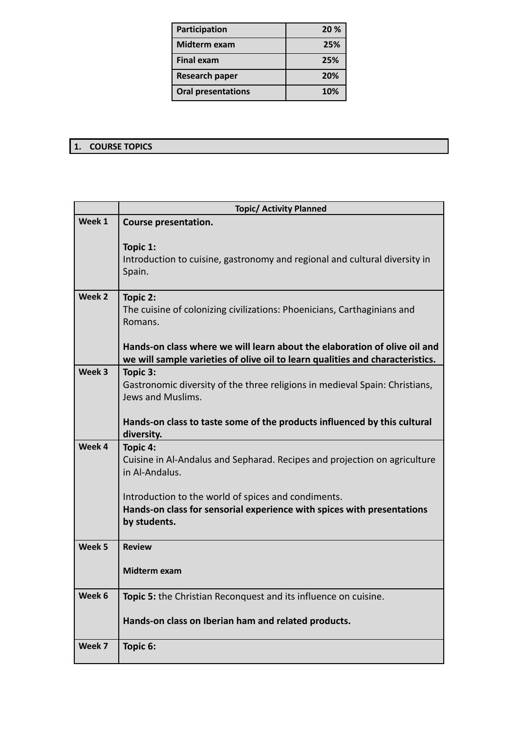| Participation | 20 % |
|---|---|
| Midterm exam | 25% |
| Final exam | 25% |
| Research paper | 20% |
| Oral presentations | 10% |

## 1. COURSE TOPICS

| | Topic/ Activity Planned |
|---|---|
| Week 1 | **Course presentation.**<br><br>**Topic 1:**<br>Introduction to cuisine, gastronomy and regional and cultural diversity in Spain. |
| Week 2 | **Topic 2:**<br>The cuisine of colonizing civilizations: Phoenicians, Carthaginians and Romans.<br><br>**Hands-on class where we will learn about the elaboration of olive oil and we will sample varieties of olive oil to learn qualities and characteristics.** |
| Week 3 | **Topic 3:**<br>Gastronomic diversity of the three religions in medieval Spain: Christians, Jews and Muslims.<br><br>**Hands-on class to taste some of the products influenced by this cultural diversity.** |
| Week 4 | **Topic 4:**<br>Cuisine in Al-Andalus and Sepharad. Recipes and projection on agriculture in Al-Andalus.<br><br>Introduction to the world of spices and condiments.<br>**Hands-on class for sensorial experience with spices with presentations by students.** |
| Week 5 | **Review**<br><br>**Midterm exam** |
| Week 6 | **Topic 5:** the Christian Reconquest and its influence on cuisine.<br><br>**Hands-on class on Iberian ham and related products.** |
| Week 7 | **Topic 6:** |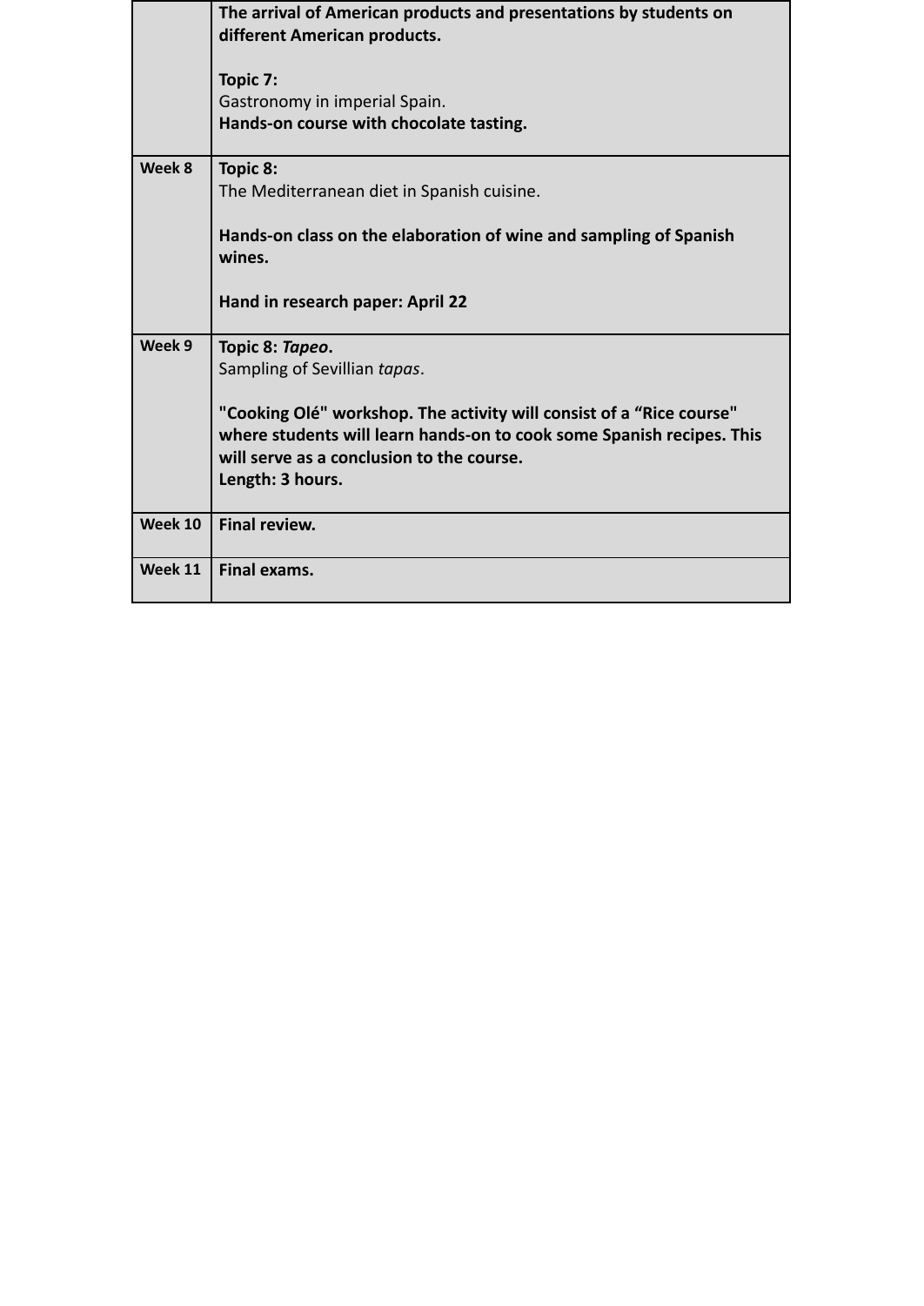| | |
|---|---|
| | **The arrival of American products and presentations by students on different American products.**<br><br>**Topic 7:**<br>Gastronomy in imperial Spain.<br>**Hands-on course with chocolate tasting.** |
| **Week 8** | **Topic 8:**<br>The Mediterranean diet in Spanish cuisine.<br><br>**Hands-on class on the elaboration of wine and sampling of Spanish wines.**<br><br>**Hand in research paper: April 22** |
| **Week 9** | **Topic 8: *Tapeo*.**<br>Sampling of Sevillian *tapas*.<br><br>**"Cooking Olé" workshop. The activity will consist of a "Rice course" where students will learn hands-on to cook some Spanish recipes. This will serve as a conclusion to the course.**<br>**Length: 3 hours.** |
| **Week 10** | **Final review.** |
| **Week 11** | **Final exams.** |